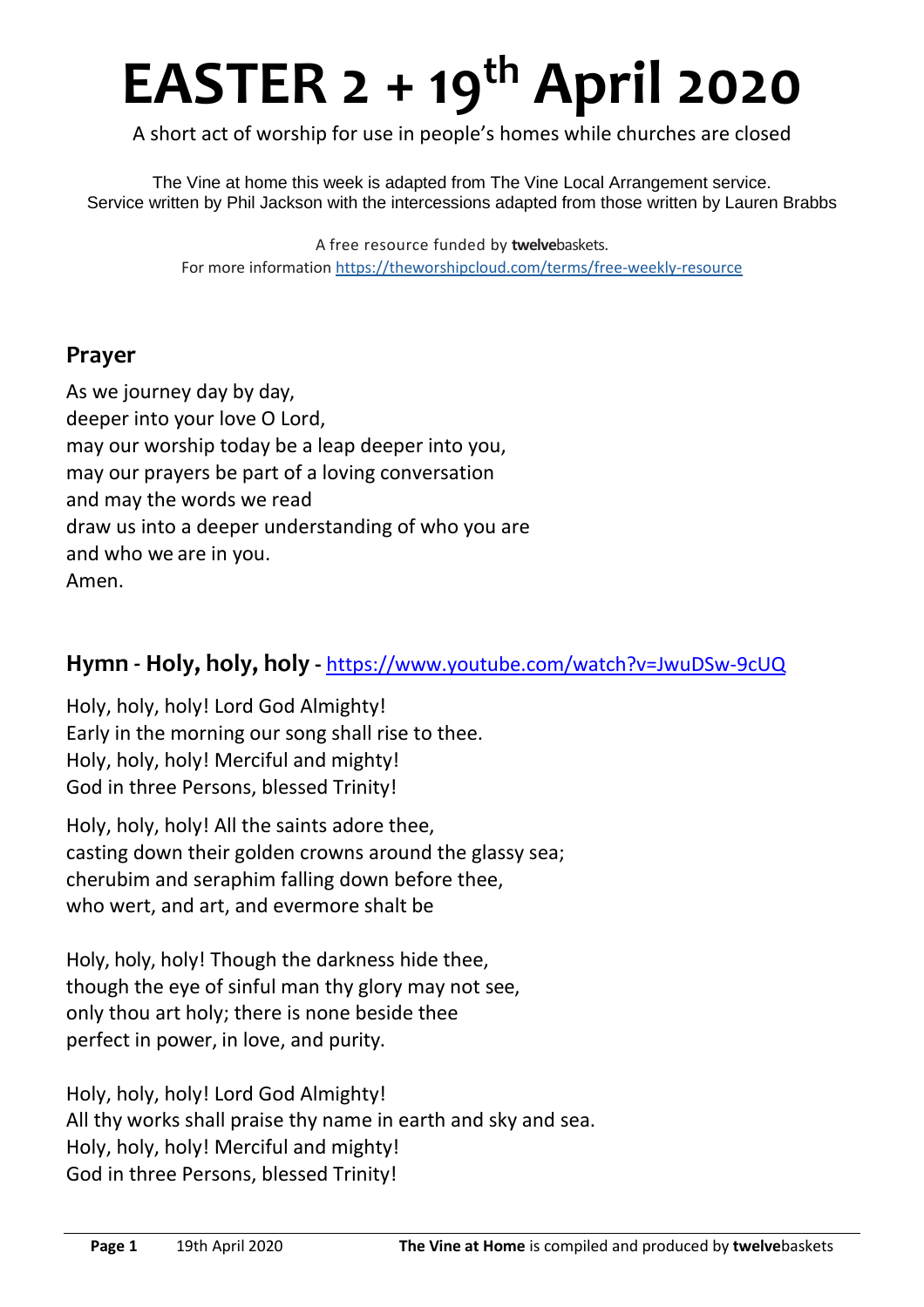# EASTER 2 + 19th April 2020

A short act of worship for use in people's homes while churches are closed

The Vine at home this week is adapted from The Vine Local Arrangement service.
Service written by Phil Jackson with the intercessions adapted from those written by Lauren Brabbs

A free resource funded by **twelve**baskets.
For more information https://theworshipcloud.com/terms/free-weekly-resource

## Prayer

As we journey day by day,
deeper into your love O Lord,
may our worship today be a leap deeper into you,
may our prayers be part of a loving conversation
and may the words we read
draw us into a deeper understanding of who you are
and who we are in you.
Amen.

## Hymn - Holy, holy, holy - https://www.youtube.com/watch?v=JwuDSw-9cUQ

Holy, holy, holy! Lord God Almighty!
Early in the morning our song shall rise to thee.
Holy, holy, holy! Merciful and mighty!
God in three Persons, blessed Trinity!

Holy, holy, holy! All the saints adore thee,
casting down their golden crowns around the glassy sea;
cherubim and seraphim falling down before thee,
who wert, and art, and evermore shalt be

Holy, holy, holy! Though the darkness hide thee,
though the eye of sinful man thy glory may not see,
only thou art holy; there is none beside thee
perfect in power, in love, and purity.

Holy, holy, holy! Lord God Almighty!
All thy works shall praise thy name in earth and sky and sea.
Holy, holy, holy! Merciful and mighty!
God in three Persons, blessed Trinity!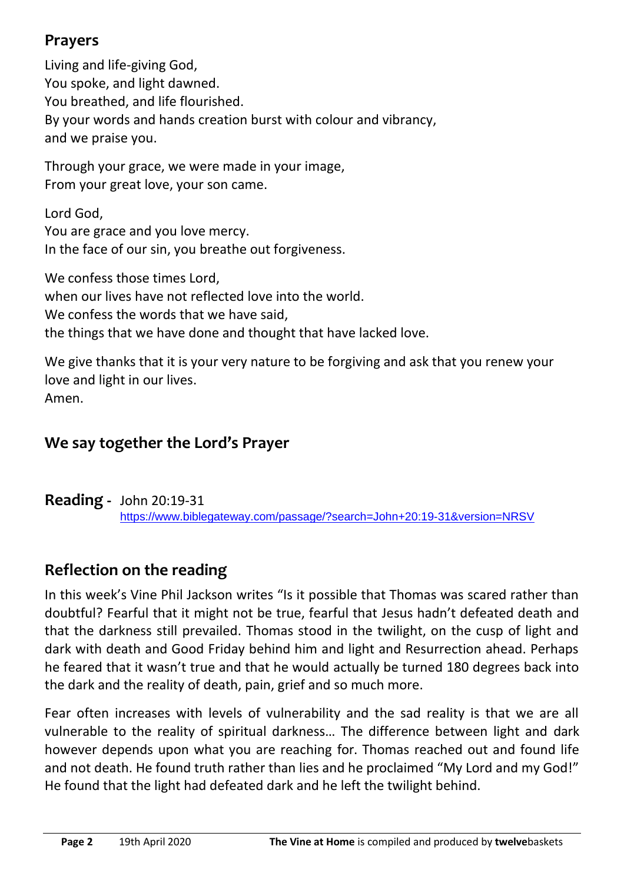## Prayers

Living and life-giving God,
You spoke, and light dawned.
You breathed, and life flourished.
By your words and hands creation burst with colour and vibrancy,
and we praise you.

Through your grace, we were made in your image,
From your great love, your son came.

Lord God,
You are grace and you love mercy.
In the face of our sin, you breathe out forgiveness.

We confess those times Lord,
when our lives have not reflected love into the world.
We confess the words that we have said,
the things that we have done and thought that have lacked love.

We give thanks that it is your very nature to be forgiving and ask that you renew your love and light in our lives.
Amen.

## We say together the Lord's Prayer

## Reading - John 20:19-31

https://www.biblegateway.com/passage/?search=John+20:19-31&version=NRSV

## Reflection on the reading

In this week's Vine Phil Jackson writes "Is it possible that Thomas was scared rather than doubtful? Fearful that it might not be true, fearful that Jesus hadn't defeated death and that the darkness still prevailed. Thomas stood in the twilight, on the cusp of light and dark with death and Good Friday behind him and light and Resurrection ahead. Perhaps he feared that it wasn't true and that he would actually be turned 180 degrees back into the dark and the reality of death, pain, grief and so much more.

Fear often increases with levels of vulnerability and the sad reality is that we are all vulnerable to the reality of spiritual darkness… The difference between light and dark however depends upon what you are reaching for. Thomas reached out and found life and not death. He found truth rather than lies and he proclaimed "My Lord and my God!" He found that the light had defeated dark and he left the twilight behind.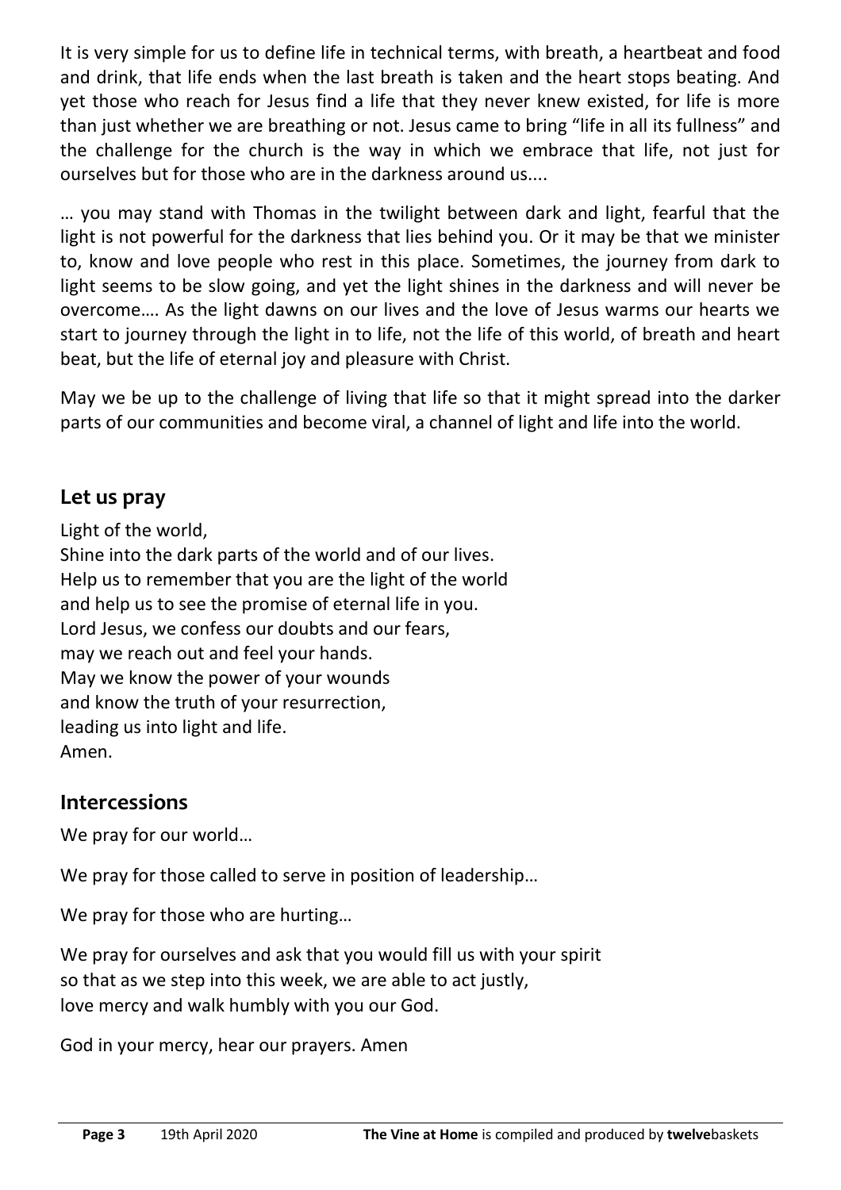It is very simple for us to define life in technical terms, with breath, a heartbeat and food and drink, that life ends when the last breath is taken and the heart stops beating. And yet those who reach for Jesus find a life that they never knew existed, for life is more than just whether we are breathing or not. Jesus came to bring "life in all its fullness" and the challenge for the church is the way in which we embrace that life, not just for ourselves but for those who are in the darkness around us....

… you may stand with Thomas in the twilight between dark and light, fearful that the light is not powerful for the darkness that lies behind you. Or it may be that we minister to, know and love people who rest in this place. Sometimes, the journey from dark to light seems to be slow going, and yet the light shines in the darkness and will never be overcome…. As the light dawns on our lives and the love of Jesus warms our hearts we start to journey through the light in to life, not the life of this world, of breath and heart beat, but the life of eternal joy and pleasure with Christ.

May we be up to the challenge of living that life so that it might spread into the darker parts of our communities and become viral, a channel of light and life into the world.

## Let us pray

Light of the world,
Shine into the dark parts of the world and of our lives.
Help us to remember that you are the light of the world
and help us to see the promise of eternal life in you.
Lord Jesus, we confess our doubts and our fears,
may we reach out and feel your hands.
May we know the power of your wounds
and know the truth of your resurrection,
leading us into light and life.
Amen.

## Intercessions

We pray for our world…

We pray for those called to serve in position of leadership…

We pray for those who are hurting…

We pray for ourselves and ask that you would fill us with your spirit
so that as we step into this week, we are able to act justly,
love mercy and walk humbly with you our God.

God in your mercy, hear our prayers. Amen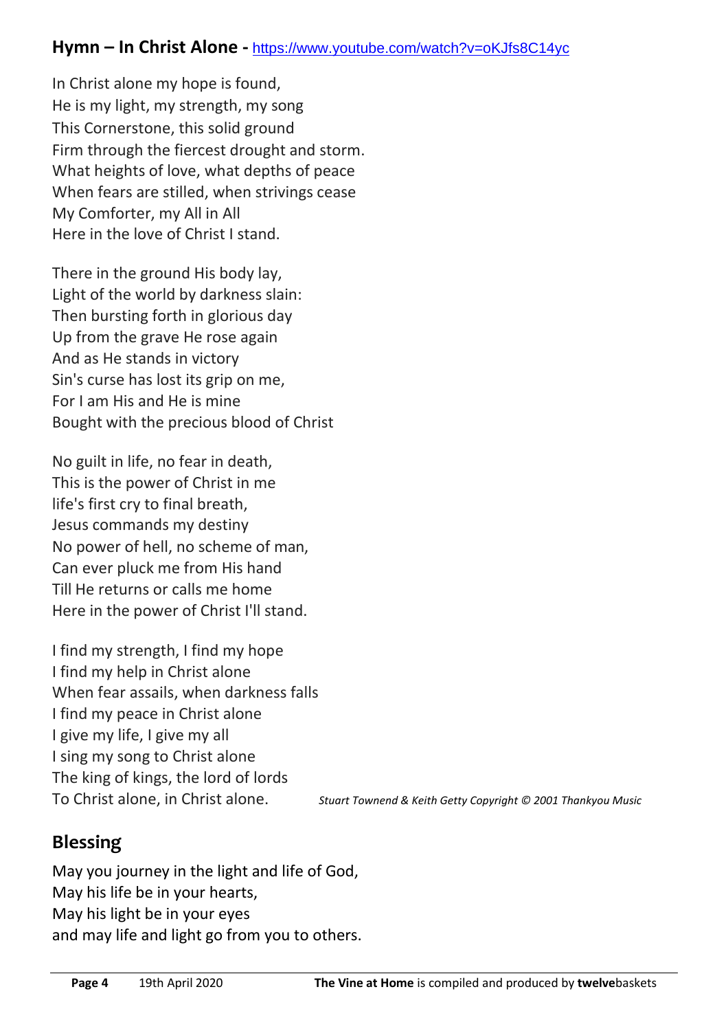## Hymn – In Christ Alone - https://www.youtube.com/watch?v=oKJfs8C14yc

In Christ alone my hope is found,
He is my light, my strength, my song
This Cornerstone, this solid ground
Firm through the fiercest drought and storm.
What heights of love, what depths of peace
When fears are stilled, when strivings cease
My Comforter, my All in All
Here in the love of Christ I stand.

There in the ground His body lay,
Light of the world by darkness slain:
Then bursting forth in glorious day
Up from the grave He rose again
And as He stands in victory
Sin's curse has lost its grip on me,
For I am His and He is mine
Bought with the precious blood of Christ

No guilt in life, no fear in death,
This is the power of Christ in me
life's first cry to final breath,
Jesus commands my destiny
No power of hell, no scheme of man,
Can ever pluck me from His hand
Till He returns or calls me home
Here in the power of Christ I'll stand.

I find my strength, I find my hope
I find my help in Christ alone
When fear assails, when darkness falls
I find my peace in Christ alone
I give my life, I give my all
I sing my song to Christ alone
The king of kings, the lord of lords
To Christ alone, in Christ alone.

*Stuart Townend & Keith Getty Copyright © 2001 Thankyou Music*

## Blessing

May you journey in the light and life of God,
May his life be in your hearts,
May his light be in your eyes
and may life and light go from you to others.